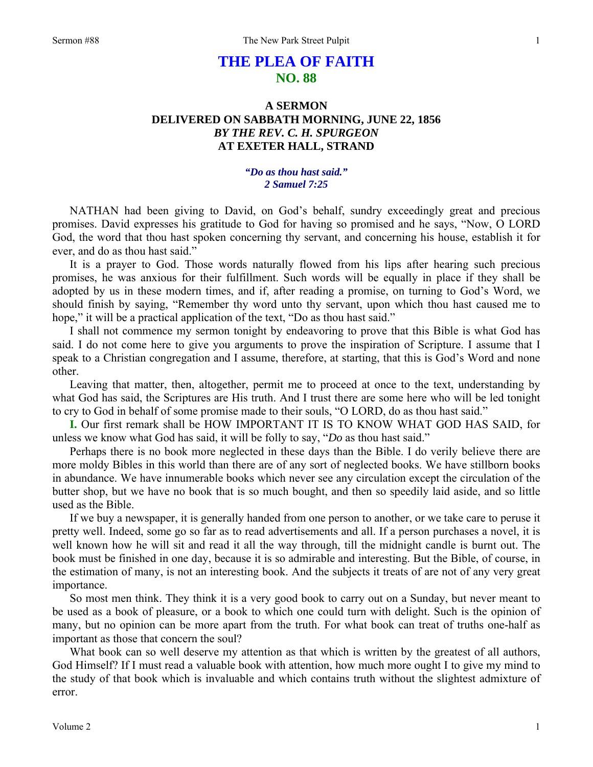# THE PLEA OF FAITH
## NO. 88

### A SERMON
### DELIVERED ON SABBATH MORNING, JUNE 22, 1856
### *BY THE REV. C. H. SPURGEON*
### AT EXETER HALL, STRAND

***"Do as thou hast said."***
***2 Samuel 7:25***

NATHAN had been giving to David, on God's behalf, sundry exceedingly great and precious promises. David expresses his gratitude to God for having so promised and he says, "Now, O LORD God, the word that thou hast spoken concerning thy servant, and concerning his house, establish it for ever, and do as thou hast said."

It is a prayer to God. Those words naturally flowed from his lips after hearing such precious promises, he was anxious for their fulfillment. Such words will be equally in place if they shall be adopted by us in these modern times, and if, after reading a promise, on turning to God's Word, we should finish by saying, "Remember thy word unto thy servant, upon which thou hast caused me to hope," it will be a practical application of the text, "Do as thou hast said."

I shall not commence my sermon tonight by endeavoring to prove that this Bible is what God has said. I do not come here to give you arguments to prove the inspiration of Scripture. I assume that I speak to a Christian congregation and I assume, therefore, at starting, that this is God's Word and none other.

Leaving that matter, then, altogether, permit me to proceed at once to the text, understanding by what God has said, the Scriptures are His truth. And I trust there are some here who will be led tonight to cry to God in behalf of some promise made to their souls, "O LORD, do as thou hast said."

**I.** Our first remark shall be HOW IMPORTANT IT IS TO KNOW WHAT GOD HAS SAID, for unless we know what God has said, it will be folly to say, "*Do* as thou hast said."

Perhaps there is no book more neglected in these days than the Bible. I do verily believe there are more moldy Bibles in this world than there are of any sort of neglected books. We have stillborn books in abundance. We have innumerable books which never see any circulation except the circulation of the butter shop, but we have no book that is so much bought, and then so speedily laid aside, and so little used as the Bible.

If we buy a newspaper, it is generally handed from one person to another, or we take care to peruse it pretty well. Indeed, some go so far as to read advertisements and all. If a person purchases a novel, it is well known how he will sit and read it all the way through, till the midnight candle is burnt out. The book must be finished in one day, because it is so admirable and interesting. But the Bible, of course, in the estimation of many, is not an interesting book. And the subjects it treats of are not of any very great importance.

So most men think. They think it is a very good book to carry out on a Sunday, but never meant to be used as a book of pleasure, or a book to which one could turn with delight. Such is the opinion of many, but no opinion can be more apart from the truth. For what book can treat of truths one-half as important as those that concern the soul?

What book can so well deserve my attention as that which is written by the greatest of all authors, God Himself? If I must read a valuable book with attention, how much more ought I to give my mind to the study of that book which is invaluable and which contains truth without the slightest admixture of error.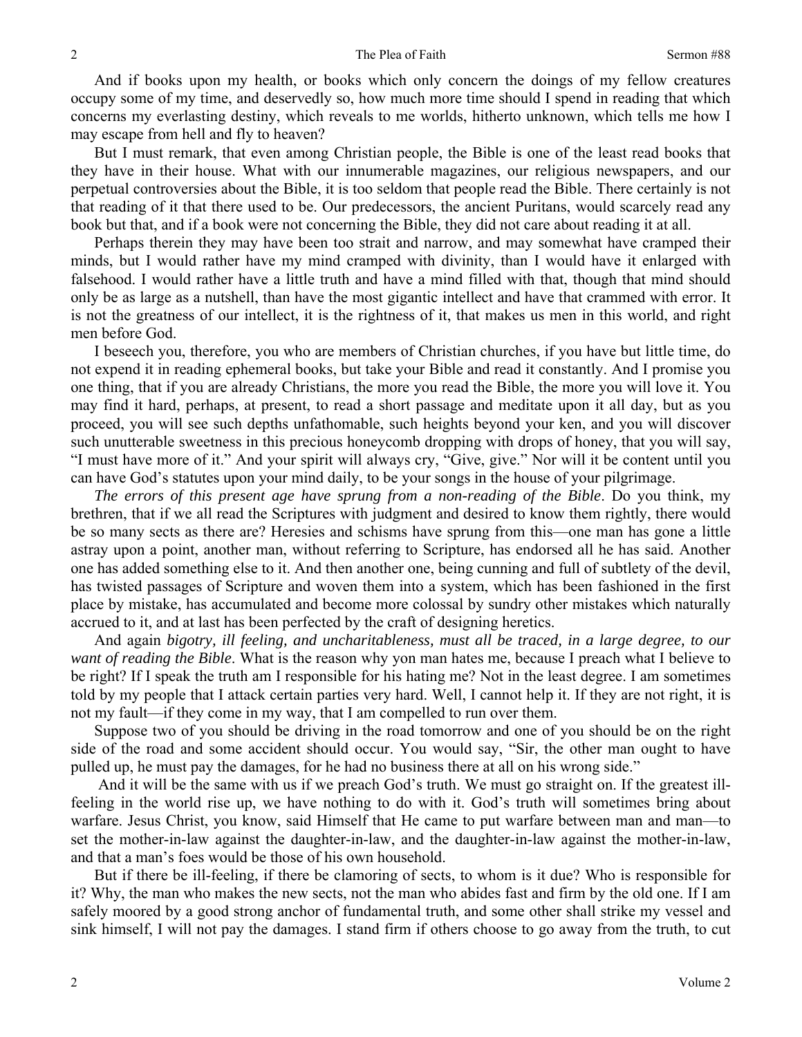And if books upon my health, or books which only concern the doings of my fellow creatures occupy some of my time, and deservedly so, how much more time should I spend in reading that which concerns my everlasting destiny, which reveals to me worlds, hitherto unknown, which tells me how I may escape from hell and fly to heaven?

But I must remark, that even among Christian people, the Bible is one of the least read books that they have in their house. What with our innumerable magazines, our religious newspapers, and our perpetual controversies about the Bible, it is too seldom that people read the Bible. There certainly is not that reading of it that there used to be. Our predecessors, the ancient Puritans, would scarcely read any book but that, and if a book were not concerning the Bible, they did not care about reading it at all.

Perhaps therein they may have been too strait and narrow, and may somewhat have cramped their minds, but I would rather have my mind cramped with divinity, than I would have it enlarged with falsehood. I would rather have a little truth and have a mind filled with that, though that mind should only be as large as a nutshell, than have the most gigantic intellect and have that crammed with error. It is not the greatness of our intellect, it is the rightness of it, that makes us men in this world, and right men before God.

I beseech you, therefore, you who are members of Christian churches, if you have but little time, do not expend it in reading ephemeral books, but take your Bible and read it constantly. And I promise you one thing, that if you are already Christians, the more you read the Bible, the more you will love it. You may find it hard, perhaps, at present, to read a short passage and meditate upon it all day, but as you proceed, you will see such depths unfathomable, such heights beyond your ken, and you will discover such unutterable sweetness in this precious honeycomb dropping with drops of honey, that you will say, "I must have more of it." And your spirit will always cry, "Give, give." Nor will it be content until you can have God's statutes upon your mind daily, to be your songs in the house of your pilgrimage.

*The errors of this present age have sprung from a non-reading of the Bible*. Do you think, my brethren, that if we all read the Scriptures with judgment and desired to know them rightly, there would be so many sects as there are? Heresies and schisms have sprung from this—one man has gone a little astray upon a point, another man, without referring to Scripture, has endorsed all he has said. Another one has added something else to it. And then another one, being cunning and full of subtlety of the devil, has twisted passages of Scripture and woven them into a system, which has been fashioned in the first place by mistake, has accumulated and become more colossal by sundry other mistakes which naturally accrued to it, and at last has been perfected by the craft of designing heretics.

And again *bigotry, ill feeling, and uncharitableness, must all be traced, in a large degree, to our want of reading the Bible*. What is the reason why yon man hates me, because I preach what I believe to be right? If I speak the truth am I responsible for his hating me? Not in the least degree. I am sometimes told by my people that I attack certain parties very hard. Well, I cannot help it. If they are not right, it is not my fault—if they come in my way, that I am compelled to run over them.

Suppose two of you should be driving in the road tomorrow and one of you should be on the right side of the road and some accident should occur. You would say, "Sir, the other man ought to have pulled up, he must pay the damages, for he had no business there at all on his wrong side."

And it will be the same with us if we preach God's truth. We must go straight on. If the greatest ill-feeling in the world rise up, we have nothing to do with it. God's truth will sometimes bring about warfare. Jesus Christ, you know, said Himself that He came to put warfare between man and man—to set the mother-in-law against the daughter-in-law, and the daughter-in-law against the mother-in-law, and that a man's foes would be those of his own household.

But if there be ill-feeling, if there be clamoring of sects, to whom is it due? Who is responsible for it? Why, the man who makes the new sects, not the man who abides fast and firm by the old one. If I am safely moored by a good strong anchor of fundamental truth, and some other shall strike my vessel and sink himself, I will not pay the damages. I stand firm if others choose to go away from the truth, to cut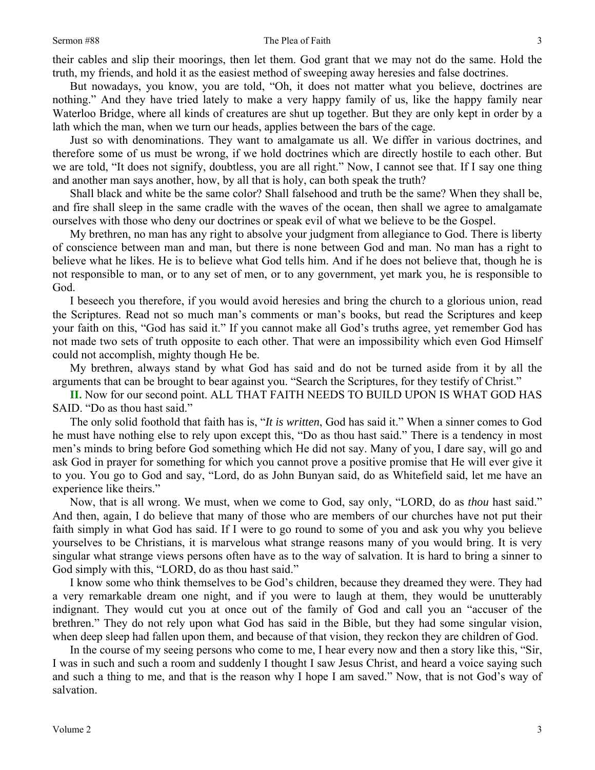their cables and slip their moorings, then let them. God grant that we may not do the same. Hold the truth, my friends, and hold it as the easiest method of sweeping away heresies and false doctrines.

But nowadays, you know, you are told, "Oh, it does not matter what you believe, doctrines are nothing." And they have tried lately to make a very happy family of us, like the happy family near Waterloo Bridge, where all kinds of creatures are shut up together. But they are only kept in order by a lath which the man, when we turn our heads, applies between the bars of the cage.

Just so with denominations. They want to amalgamate us all. We differ in various doctrines, and therefore some of us must be wrong, if we hold doctrines which are directly hostile to each other. But we are told, "It does not signify, doubtless, you are all right." Now, I cannot see that. If I say one thing and another man says another, how, by all that is holy, can both speak the truth?

Shall black and white be the same color? Shall falsehood and truth be the same? When they shall be, and fire shall sleep in the same cradle with the waves of the ocean, then shall we agree to amalgamate ourselves with those who deny our doctrines or speak evil of what we believe to be the Gospel.

My brethren, no man has any right to absolve your judgment from allegiance to God. There is liberty of conscience between man and man, but there is none between God and man. No man has a right to believe what he likes. He is to believe what God tells him. And if he does not believe that, though he is not responsible to man, or to any set of men, or to any government, yet mark you, he is responsible to God.

I beseech you therefore, if you would avoid heresies and bring the church to a glorious union, read the Scriptures. Read not so much man's comments or man's books, but read the Scriptures and keep your faith on this, "God has said it." If you cannot make all God's truths agree, yet remember God has not made two sets of truth opposite to each other. That were an impossibility which even God Himself could not accomplish, mighty though He be.

My brethren, always stand by what God has said and do not be turned aside from it by all the arguments that can be brought to bear against you. "Search the Scriptures, for they testify of Christ."

**II.** Now for our second point. ALL THAT FAITH NEEDS TO BUILD UPON IS WHAT GOD HAS SAID. "Do as thou hast said."

The only solid foothold that faith has is, "*It is written*, God has said it." When a sinner comes to God he must have nothing else to rely upon except this, "Do as thou hast said." There is a tendency in most men's minds to bring before God something which He did not say. Many of you, I dare say, will go and ask God in prayer for something for which you cannot prove a positive promise that He will ever give it to you. You go to God and say, "Lord, do as John Bunyan said, do as Whitefield said, let me have an experience like theirs."

Now, that is all wrong. We must, when we come to God, say only, "LORD, do as *thou* hast said." And then, again, I do believe that many of those who are members of our churches have not put their faith simply in what God has said. If I were to go round to some of you and ask you why you believe yourselves to be Christians, it is marvelous what strange reasons many of you would bring. It is very singular what strange views persons often have as to the way of salvation. It is hard to bring a sinner to God simply with this, "LORD, do as thou hast said."

I know some who think themselves to be God's children, because they dreamed they were. They had a very remarkable dream one night, and if you were to laugh at them, they would be unutterably indignant. They would cut you at once out of the family of God and call you an "accuser of the brethren." They do not rely upon what God has said in the Bible, but they had some singular vision, when deep sleep had fallen upon them, and because of that vision, they reckon they are children of God.

In the course of my seeing persons who come to me, I hear every now and then a story like this, "Sir, I was in such and such a room and suddenly I thought I saw Jesus Christ, and heard a voice saying such and such a thing to me, and that is the reason why I hope I am saved." Now, that is not God's way of salvation.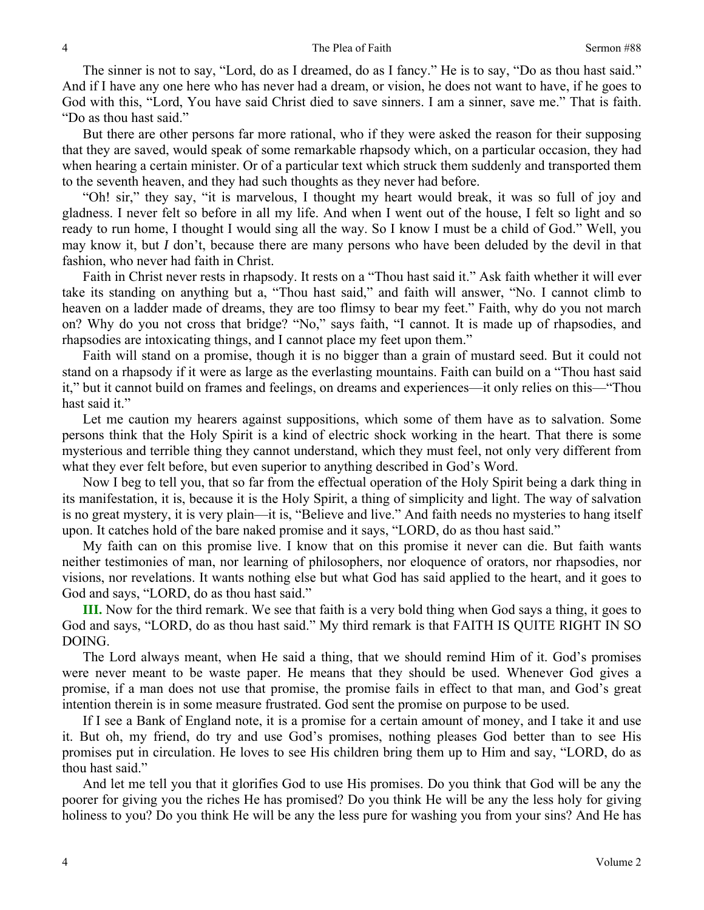The sinner is not to say, "Lord, do as I dreamed, do as I fancy." He is to say, "Do as thou hast said." And if I have any one here who has never had a dream, or vision, he does not want to have, if he goes to God with this, "Lord, You have said Christ died to save sinners. I am a sinner, save me." That is faith. "Do as thou hast said."

But there are other persons far more rational, who if they were asked the reason for their supposing that they are saved, would speak of some remarkable rhapsody which, on a particular occasion, they had when hearing a certain minister. Or of a particular text which struck them suddenly and transported them to the seventh heaven, and they had such thoughts as they never had before.

"Oh! sir," they say, "it is marvelous, I thought my heart would break, it was so full of joy and gladness. I never felt so before in all my life. And when I went out of the house, I felt so light and so ready to run home, I thought I would sing all the way. So I know I must be a child of God." Well, you may know it, but *I* don't, because there are many persons who have been deluded by the devil in that fashion, who never had faith in Christ.

Faith in Christ never rests in rhapsody. It rests on a "Thou hast said it." Ask faith whether it will ever take its standing on anything but a, "Thou hast said," and faith will answer, "No. I cannot climb to heaven on a ladder made of dreams, they are too flimsy to bear my feet." Faith, why do you not march on? Why do you not cross that bridge? "No," says faith, "I cannot. It is made up of rhapsodies, and rhapsodies are intoxicating things, and I cannot place my feet upon them."

Faith will stand on a promise, though it is no bigger than a grain of mustard seed. But it could not stand on a rhapsody if it were as large as the everlasting mountains. Faith can build on a "Thou hast said it," but it cannot build on frames and feelings, on dreams and experiences—it only relies on this—"Thou hast said it."

Let me caution my hearers against suppositions, which some of them have as to salvation. Some persons think that the Holy Spirit is a kind of electric shock working in the heart. That there is some mysterious and terrible thing they cannot understand, which they must feel, not only very different from what they ever felt before, but even superior to anything described in God's Word.

Now I beg to tell you, that so far from the effectual operation of the Holy Spirit being a dark thing in its manifestation, it is, because it is the Holy Spirit, a thing of simplicity and light. The way of salvation is no great mystery, it is very plain—it is, "Believe and live." And faith needs no mysteries to hang itself upon. It catches hold of the bare naked promise and it says, "LORD, do as thou hast said."

My faith can on this promise live. I know that on this promise it never can die. But faith wants neither testimonies of man, nor learning of philosophers, nor eloquence of orators, nor rhapsodies, nor visions, nor revelations. It wants nothing else but what God has said applied to the heart, and it goes to God and says, "LORD, do as thou hast said."

**III.** Now for the third remark. We see that faith is a very bold thing when God says a thing, it goes to God and says, "LORD, do as thou hast said." My third remark is that FAITH IS QUITE RIGHT IN SO DOING.

The Lord always meant, when He said a thing, that we should remind Him of it. God's promises were never meant to be waste paper. He means that they should be used. Whenever God gives a promise, if a man does not use that promise, the promise fails in effect to that man, and God's great intention therein is in some measure frustrated. God sent the promise on purpose to be used.

If I see a Bank of England note, it is a promise for a certain amount of money, and I take it and use it. But oh, my friend, do try and use God's promises, nothing pleases God better than to see His promises put in circulation. He loves to see His children bring them up to Him and say, "LORD, do as thou hast said."

And let me tell you that it glorifies God to use His promises. Do you think that God will be any the poorer for giving you the riches He has promised? Do you think He will be any the less holy for giving holiness to you? Do you think He will be any the less pure for washing you from your sins? And He has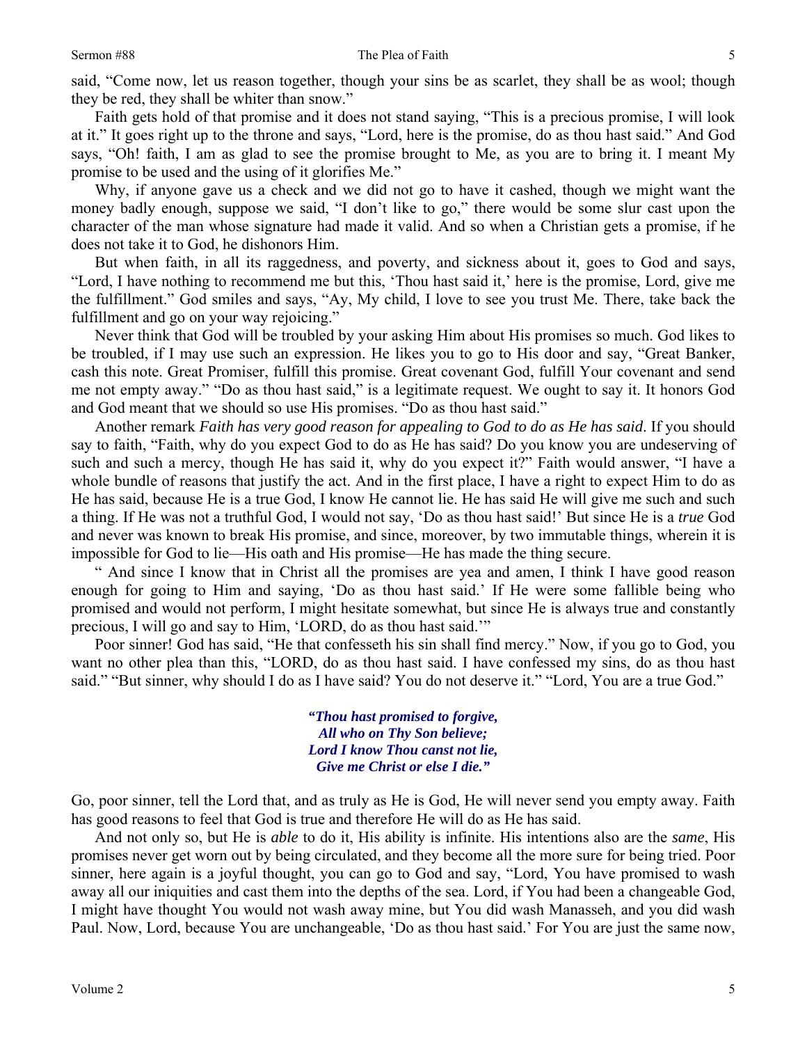said, "Come now, let us reason together, though your sins be as scarlet, they shall be as wool; though they be red, they shall be whiter than snow."

Faith gets hold of that promise and it does not stand saying, "This is a precious promise, I will look at it." It goes right up to the throne and says, "Lord, here is the promise, do as thou hast said." And God says, "Oh! faith, I am as glad to see the promise brought to Me, as you are to bring it. I meant My promise to be used and the using of it glorifies Me."

Why, if anyone gave us a check and we did not go to have it cashed, though we might want the money badly enough, suppose we said, "I don't like to go," there would be some slur cast upon the character of the man whose signature had made it valid. And so when a Christian gets a promise, if he does not take it to God, he dishonors Him.

But when faith, in all its raggedness, and poverty, and sickness about it, goes to God and says, "Lord, I have nothing to recommend me but this, 'Thou hast said it,' here is the promise, Lord, give me the fulfillment." God smiles and says, "Ay, My child, I love to see you trust Me. There, take back the fulfillment and go on your way rejoicing."

Never think that God will be troubled by your asking Him about His promises so much. God likes to be troubled, if I may use such an expression. He likes you to go to His door and say, "Great Banker, cash this note. Great Promiser, fulfill this promise. Great covenant God, fulfill Your covenant and send me not empty away." "Do as thou hast said," is a legitimate request. We ought to say it. It honors God and God meant that we should so use His promises. "Do as thou hast said."

Another remark *Faith has very good reason for appealing to God to do as He has said*. If you should say to faith, "Faith, why do you expect God to do as He has said? Do you know you are undeserving of such and such a mercy, though He has said it, why do you expect it?" Faith would answer, "I have a whole bundle of reasons that justify the act. And in the first place, I have a right to expect Him to do as He has said, because He is a true God, I know He cannot lie. He has said He will give me such and such a thing. If He was not a truthful God, I would not say, 'Do as thou hast said!' But since He is a *true* God and never was known to break His promise, and since, moreover, by two immutable things, wherein it is impossible for God to lie—His oath and His promise—He has made the thing secure.

" And since I know that in Christ all the promises are yea and amen, I think I have good reason enough for going to Him and saying, 'Do as thou hast said.' If He were some fallible being who promised and would not perform, I might hesitate somewhat, but since He is always true and constantly precious, I will go and say to Him, 'LORD, do as thou hast said.'"

Poor sinner! God has said, "He that confesseth his sin shall find mercy." Now, if you go to God, you want no other plea than this, "LORD, do as thou hast said. I have confessed my sins, do as thou hast said." "But sinner, why should I do as I have said? You do not deserve it." "Lord, You are a true God."

> ***"Thou hast promised to forgive,***
> ***All who on Thy Son believe;***
> ***Lord I know Thou canst not lie,***
> ***Give me Christ or else I die."***

Go, poor sinner, tell the Lord that, and as truly as He is God, He will never send you empty away. Faith has good reasons to feel that God is true and therefore He will do as He has said.

And not only so, but He is *able* to do it, His ability is infinite. His intentions also are the *same*, His promises never get worn out by being circulated, and they become all the more sure for being tried. Poor sinner, here again is a joyful thought, you can go to God and say, "Lord, You have promised to wash away all our iniquities and cast them into the depths of the sea. Lord, if You had been a changeable God, I might have thought You would not wash away mine, but You did wash Manasseh, and you did wash Paul. Now, Lord, because You are unchangeable, 'Do as thou hast said.' For You are just the same now,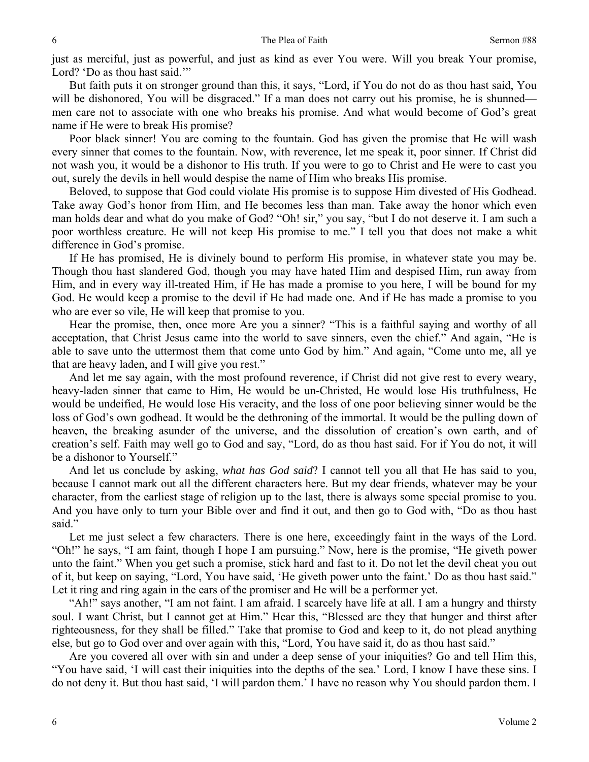just as merciful, just as powerful, and just as kind as ever You were. Will you break Your promise, Lord? 'Do as thou hast said.'"

But faith puts it on stronger ground than this, it says, "Lord, if You do not do as thou hast said, You will be dishonored, You will be disgraced." If a man does not carry out his promise, he is shunned—men care not to associate with one who breaks his promise. And what would become of God's great name if He were to break His promise?

Poor black sinner! You are coming to the fountain. God has given the promise that He will wash every sinner that comes to the fountain. Now, with reverence, let me speak it, poor sinner. If Christ did not wash you, it would be a dishonor to His truth. If you were to go to Christ and He were to cast you out, surely the devils in hell would despise the name of Him who breaks His promise.

Beloved, to suppose that God could violate His promise is to suppose Him divested of His Godhead. Take away God's honor from Him, and He becomes less than man. Take away the honor which even man holds dear and what do you make of God? "Oh! sir," you say, "but I do not deserve it. I am such a poor worthless creature. He will not keep His promise to me." I tell you that does not make a whit difference in God's promise.

If He has promised, He is divinely bound to perform His promise, in whatever state you may be. Though thou hast slandered God, though you may have hated Him and despised Him, run away from Him, and in every way ill-treated Him, if He has made a promise to you here, I will be bound for my God. He would keep a promise to the devil if He had made one. And if He has made a promise to you who are ever so vile, He will keep that promise to you.

Hear the promise, then, once more Are you a sinner? "This is a faithful saying and worthy of all acceptation, that Christ Jesus came into the world to save sinners, even the chief." And again, "He is able to save unto the uttermost them that come unto God by him." And again, "Come unto me, all ye that are heavy laden, and I will give you rest."

And let me say again, with the most profound reverence, if Christ did not give rest to every weary, heavy-laden sinner that came to Him, He would be un-Christed, He would lose His truthfulness, He would be undeified, He would lose His veracity, and the loss of one poor believing sinner would be the loss of God's own godhead. It would be the dethroning of the immortal. It would be the pulling down of heaven, the breaking asunder of the universe, and the dissolution of creation's own earth, and of creation's self. Faith may well go to God and say, "Lord, do as thou hast said. For if You do not, it will be a dishonor to Yourself."

And let us conclude by asking, *what has God said*? I cannot tell you all that He has said to you, because I cannot mark out all the different characters here. But my dear friends, whatever may be your character, from the earliest stage of religion up to the last, there is always some special promise to you. And you have only to turn your Bible over and find it out, and then go to God with, "Do as thou hast said."

Let me just select a few characters. There is one here, exceedingly faint in the ways of the Lord. "Oh!" he says, "I am faint, though I hope I am pursuing." Now, here is the promise, "He giveth power unto the faint." When you get such a promise, stick hard and fast to it. Do not let the devil cheat you out of it, but keep on saying, "Lord, You have said, 'He giveth power unto the faint.' Do as thou hast said." Let it ring and ring again in the ears of the promiser and He will be a performer yet.

"Ah!" says another, "I am not faint. I am afraid. I scarcely have life at all. I am a hungry and thirsty soul. I want Christ, but I cannot get at Him." Hear this, "Blessed are they that hunger and thirst after righteousness, for they shall be filled." Take that promise to God and keep to it, do not plead anything else, but go to God over and over again with this, "Lord, You have said it, do as thou hast said."

Are you covered all over with sin and under a deep sense of your iniquities? Go and tell Him this, "You have said, 'I will cast their iniquities into the depths of the sea.' Lord, I know I have these sins. I do not deny it. But thou hast said, 'I will pardon them.' I have no reason why You should pardon them. I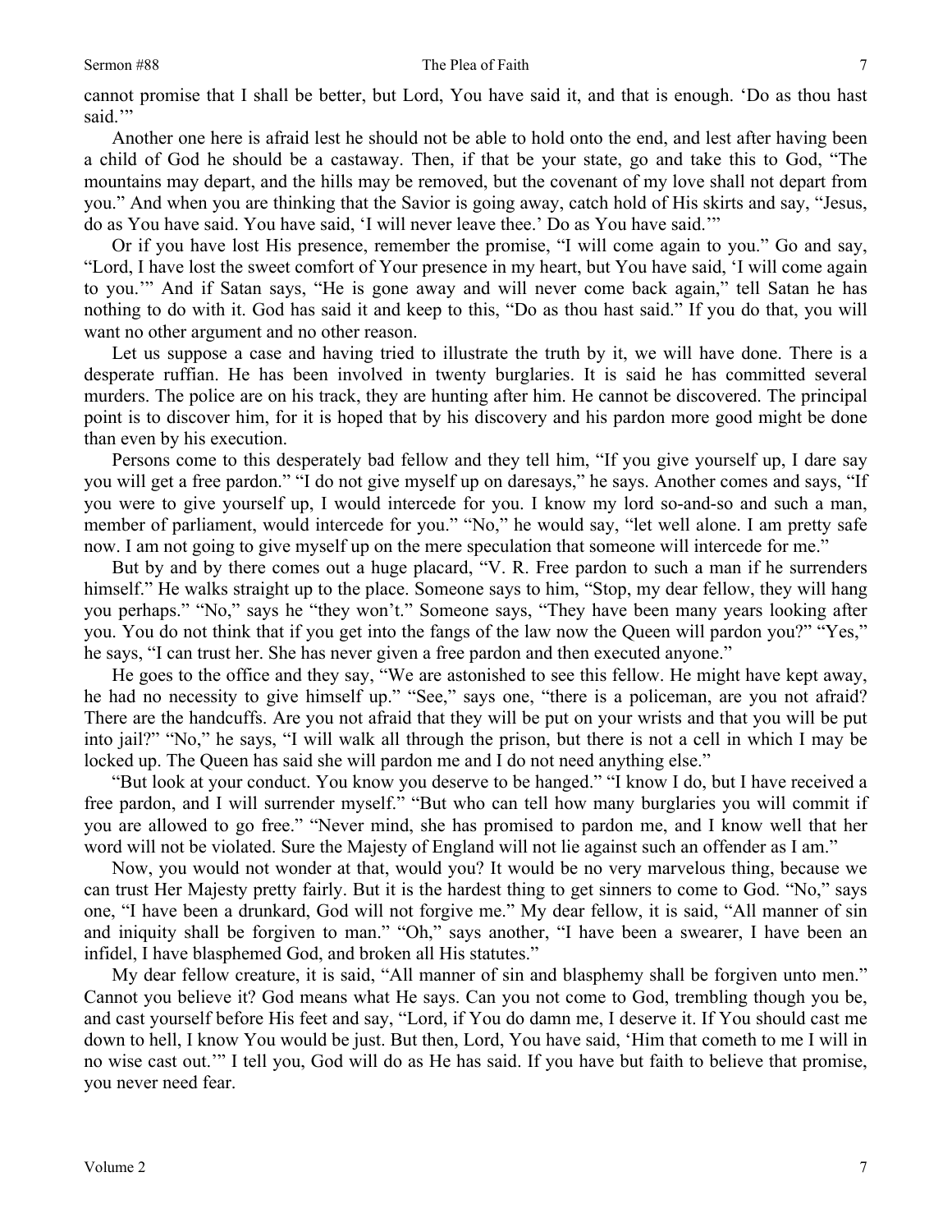cannot promise that I shall be better, but Lord, You have said it, and that is enough. 'Do as thou hast said.'"

Another one here is afraid lest he should not be able to hold onto the end, and lest after having been a child of God he should be a castaway. Then, if that be your state, go and take this to God, "The mountains may depart, and the hills may be removed, but the covenant of my love shall not depart from you." And when you are thinking that the Savior is going away, catch hold of His skirts and say, "Jesus, do as You have said. You have said, 'I will never leave thee.' Do as You have said.'"

Or if you have lost His presence, remember the promise, "I will come again to you." Go and say, "Lord, I have lost the sweet comfort of Your presence in my heart, but You have said, 'I will come again to you.'" And if Satan says, "He is gone away and will never come back again," tell Satan he has nothing to do with it. God has said it and keep to this, "Do as thou hast said." If you do that, you will want no other argument and no other reason.

Let us suppose a case and having tried to illustrate the truth by it, we will have done. There is a desperate ruffian. He has been involved in twenty burglaries. It is said he has committed several murders. The police are on his track, they are hunting after him. He cannot be discovered. The principal point is to discover him, for it is hoped that by his discovery and his pardon more good might be done than even by his execution.

Persons come to this desperately bad fellow and they tell him, "If you give yourself up, I dare say you will get a free pardon." "I do not give myself up on daresays," he says. Another comes and says, "If you were to give yourself up, I would intercede for you. I know my lord so-and-so and such a man, member of parliament, would intercede for you." "No," he would say, "let well alone. I am pretty safe now. I am not going to give myself up on the mere speculation that someone will intercede for me."

But by and by there comes out a huge placard, "V. R. Free pardon to such a man if he surrenders himself." He walks straight up to the place. Someone says to him, "Stop, my dear fellow, they will hang you perhaps." "No," says he "they won't." Someone says, "They have been many years looking after you. You do not think that if you get into the fangs of the law now the Queen will pardon you?" "Yes," he says, "I can trust her. She has never given a free pardon and then executed anyone."

He goes to the office and they say, "We are astonished to see this fellow. He might have kept away, he had no necessity to give himself up." "See," says one, "there is a policeman, are you not afraid? There are the handcuffs. Are you not afraid that they will be put on your wrists and that you will be put into jail?" "No," he says, "I will walk all through the prison, but there is not a cell in which I may be locked up. The Queen has said she will pardon me and I do not need anything else."

"But look at your conduct. You know you deserve to be hanged." "I know I do, but I have received a free pardon, and I will surrender myself." "But who can tell how many burglaries you will commit if you are allowed to go free." "Never mind, she has promised to pardon me, and I know well that her word will not be violated. Sure the Majesty of England will not lie against such an offender as I am."

Now, you would not wonder at that, would you? It would be no very marvelous thing, because we can trust Her Majesty pretty fairly. But it is the hardest thing to get sinners to come to God. "No," says one, "I have been a drunkard, God will not forgive me." My dear fellow, it is said, "All manner of sin and iniquity shall be forgiven to man." "Oh," says another, "I have been a swearer, I have been an infidel, I have blasphemed God, and broken all His statutes."

My dear fellow creature, it is said, "All manner of sin and blasphemy shall be forgiven unto men." Cannot you believe it? God means what He says. Can you not come to God, trembling though you be, and cast yourself before His feet and say, "Lord, if You do damn me, I deserve it. If You should cast me down to hell, I know You would be just. But then, Lord, You have said, 'Him that cometh to me I will in no wise cast out.'" I tell you, God will do as He has said. If you have but faith to believe that promise, you never need fear.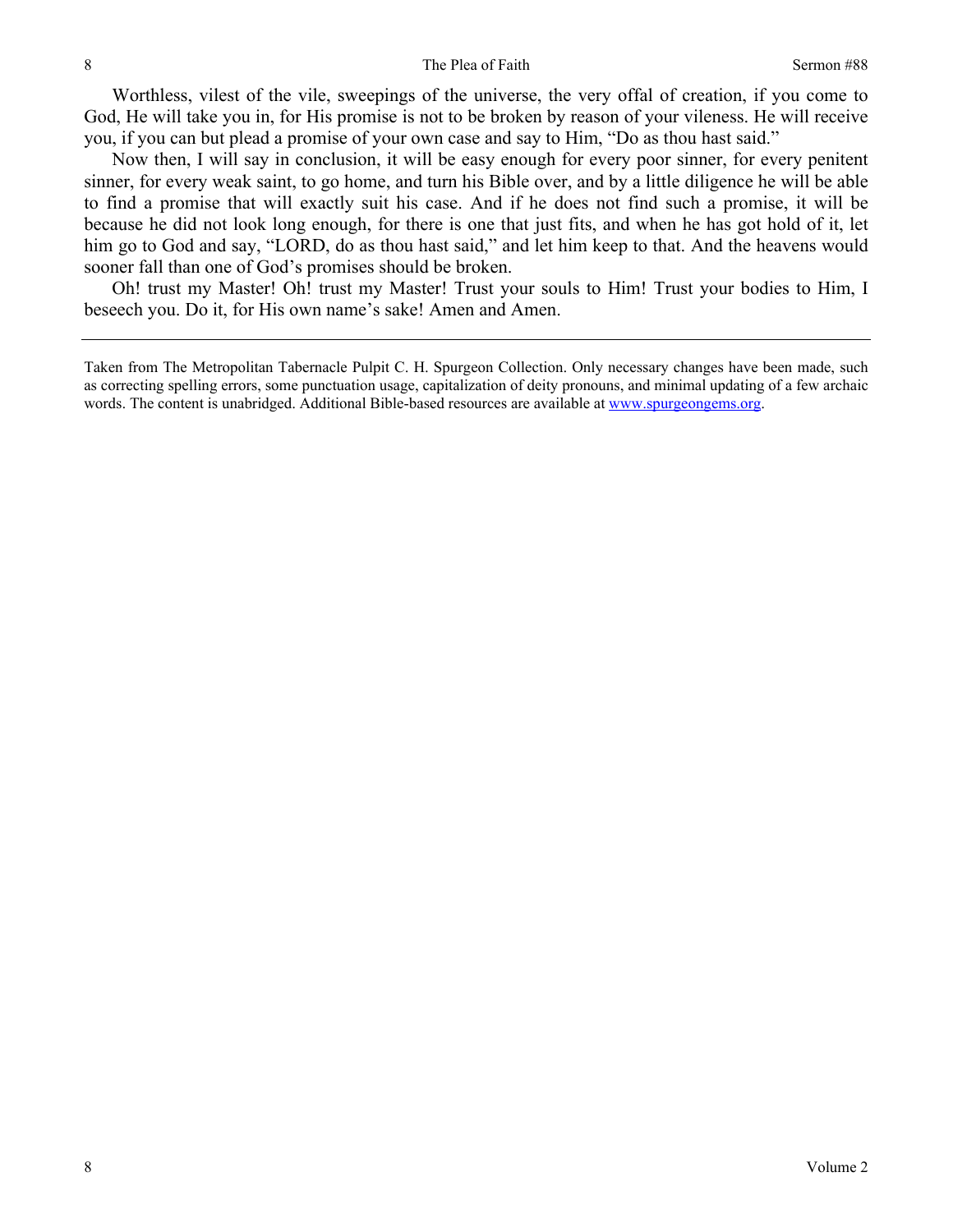Worthless, vilest of the vile, sweepings of the universe, the very offal of creation, if you come to God, He will take you in, for His promise is not to be broken by reason of your vileness. He will receive you, if you can but plead a promise of your own case and say to Him, "Do as thou hast said."

Now then, I will say in conclusion, it will be easy enough for every poor sinner, for every penitent sinner, for every weak saint, to go home, and turn his Bible over, and by a little diligence he will be able to find a promise that will exactly suit his case. And if he does not find such a promise, it will be because he did not look long enough, for there is one that just fits, and when he has got hold of it, let him go to God and say, "LORD, do as thou hast said," and let him keep to that. And the heavens would sooner fall than one of God's promises should be broken.

Oh! trust my Master! Oh! trust my Master! Trust your souls to Him! Trust your bodies to Him, I beseech you. Do it, for His own name's sake! Amen and Amen.

---

Taken from The Metropolitan Tabernacle Pulpit C. H. Spurgeon Collection. Only necessary changes have been made, such as correcting spelling errors, some punctuation usage, capitalization of deity pronouns, and minimal updating of a few archaic words. The content is unabridged. Additional Bible-based resources are available at www.spurgeongems.org.